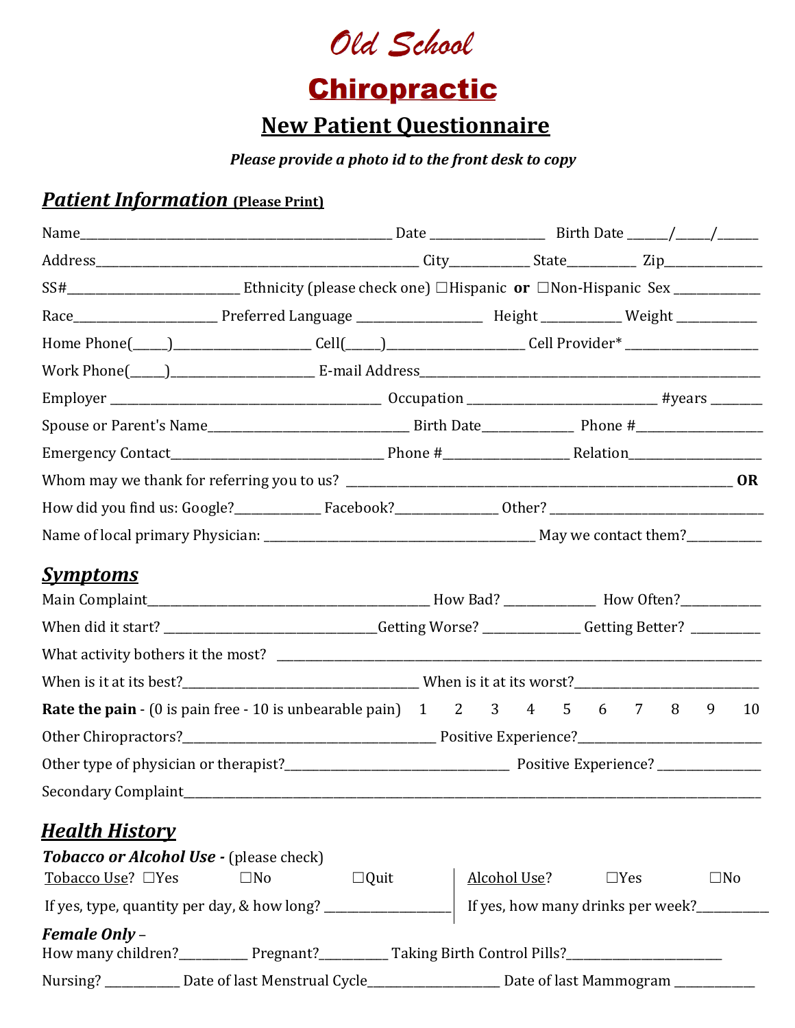# Old School

# Chiropractic

## New Patient Questionnaire

***Please provide a photo id to the front desk to copy***

### ***Patient Information*** (Please Print)

Name_______________________________________________ Date _________________ Birth Date ______/_____/______

Address____________________________________________________ City____________ State__________ Zip_______________

SS#__________________________ Ethnicity (please check one) ☐Hispanic **or** ☐Non-Hispanic Sex _____________

Race______________________ Preferred Language ___________________ Height ____________ Weight ____________

Home Phone(_____)_____________________ Cell(_____)____________________ Cell Provider* ____________________

Work Phone(_____)_____________________ E-mail Address_______________________________________________________

Employer _________________________________________ Occupation ____________________________ #years _______

Spouse or Parent's Name______________________________ Birth Date_____________ Phone #__________________

Emergency Contact________________________________ Phone #__________________ Relation____________________

Whom may we thank for referring you to us? _____________________________________________________________ **OR**

How did you find us: Google?_____________ Facebook?_______________ Other? __________________________________

Name of local primary Physician: _________________________________________ May we contact them?___________

### ***Symptoms***

Main Complaint___________________________________________ How Bad? ______________ How Often?____________

When did it start? _________________________________Getting Worse? ______________ Getting Better? __________

What activity bothers it the most? ________________________________________________________________________

When is it at its best?_____________________________________ When is it at its worst?____________________________

**Rate the pain** - (0 is pain free - 10 is unbearable pain) 1 2 3 4 5 6 7 8 9 10

Other Chiropractors?________________________________________ Positive Experience?____________________________

Other type of physician or therapist?___________________________________ Positive Experience? _______________

Secondary Complaint_____________________________________________________________________________________

### ***Health History***

***Tobacco or Alcohol Use -*** (please check)

Tobacco Use? ☐Yes ☐No ☐Quit

If yes, type, quantity per day, & how long? ___________________

Alcohol Use? ☐Yes ☐No

If yes, how many drinks per week?___________

***Female Only*** –

How many children?__________ Pregnant?__________ Taking Birth Control Pills?________________________

Nursing? ___________ Date of last Menstrual Cycle____________________ Date of last Mammogram ____________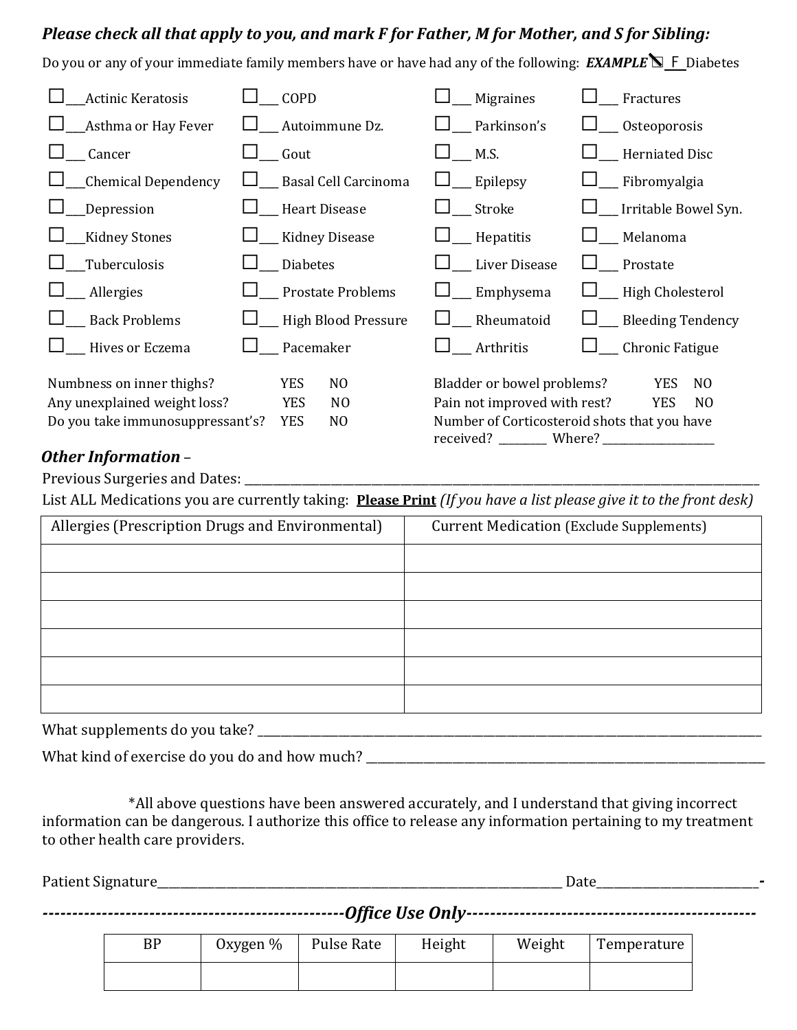***Please check all that apply to you, and mark F for Father, M for Mother, and S for Sibling:***

Do you or any of your immediate family members have or have had any of the following: ***EXAMPLE*** ☑ F Diabetes

| | | | |
|---|---|---|---|
| ☐___Actinic Keratosis | ☐___ COPD | ☐___ Migraines | ☐___ Fractures |
| ☐___Asthma or Hay Fever | ☐___ Autoimmune Dz. | ☐___ Parkinson's | ☐___ Osteoporosis |
| ☐___ Cancer | ☐___ Gout | ☐___ M.S. | ☐___ Herniated Disc |
| ☐___Chemical Dependency | ☐___ Basal Cell Carcinoma | ☐___ Epilepsy | ☐___ Fibromyalgia |
| ☐___Depression | ☐___ Heart Disease | ☐___ Stroke | ☐___ Irritable Bowel Syn. |
| ☐___Kidney Stones | ☐___ Kidney Disease | ☐___ Hepatitis | ☐___ Melanoma |
| ☐___Tuberculosis | ☐___ Diabetes | ☐___ Liver Disease | ☐___ Prostate |
| ☐___ Allergies | ☐___ Prostate Problems | ☐___ Emphysema | ☐___ High Cholesterol |
| ☐___ Back Problems | ☐___ High Blood Pressure | ☐___ Rheumatoid | ☐___ Bleeding Tendency |
| ☐___ Hives or Eczema | ☐___ Pacemaker | ☐___ Arthritis | ☐___ Chronic Fatigue |

Numbness on inner thighs? YES NO

Any unexplained weight loss? YES NO

Do you take immunosuppressant's? YES NO

Bladder or bowel problems? YES NO

Pain not improved with rest? YES NO

Number of Corticosteroid shots that you have received? _________ Where? ____________________

### *Other Information* –

Previous Surgeries and Dates: ______________________________________________________________

List ALL Medications you are currently taking: **Please Print** *(If you have a list please give it to the front desk)*

| Allergies (Prescription Drugs and Environmental) | Current Medication (Exclude Supplements) |
|---|---|
| | |
| | |
| | |
| | |
| | |
| | |

What supplements do you take? ______________________________________________________________

What kind of exercise do you do and how much? ______________________________________________

*All above questions have been answered accurately, and I understand that giving incorrect information can be dangerous. I authorize this office to release any information pertaining to my treatment to other health care providers.

Patient Signature______________________________________________ Date_________________________-

***--------------------------------------------------Office Use Only------------------------------------------------***

| BP | Oxygen % | Pulse Rate | Height | Weight | Temperature |
|---|---|---|---|---|---|
| | | | | | |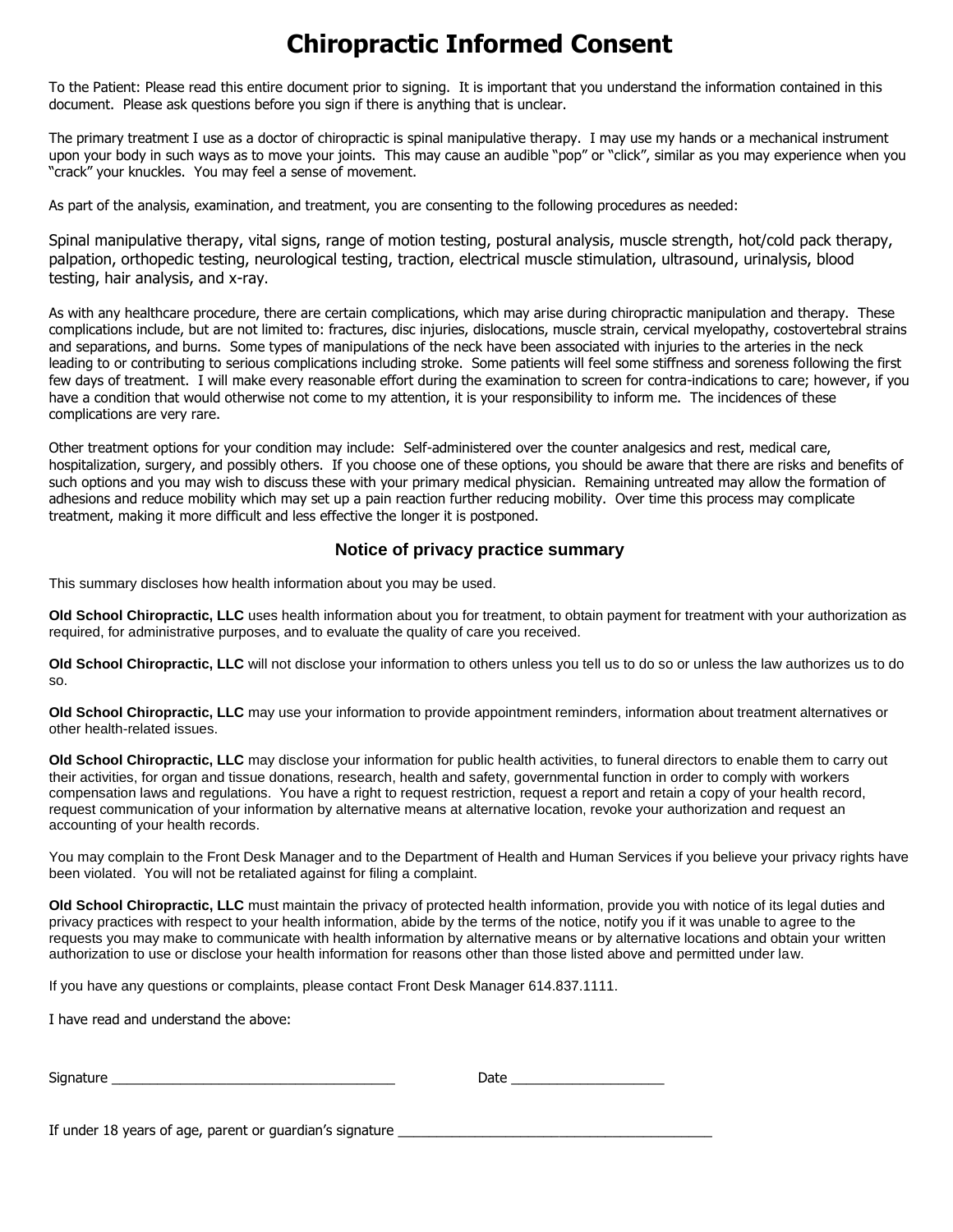# Chiropractic Informed Consent

To the Patient: Please read this entire document prior to signing. It is important that you understand the information contained in this document. Please ask questions before you sign if there is anything that is unclear.

The primary treatment I use as a doctor of chiropractic is spinal manipulative therapy. I may use my hands or a mechanical instrument upon your body in such ways as to move your joints. This may cause an audible "pop" or "click", similar as you may experience when you "crack" your knuckles. You may feel a sense of movement.

As part of the analysis, examination, and treatment, you are consenting to the following procedures as needed:

Spinal manipulative therapy, vital signs, range of motion testing, postural analysis, muscle strength, hot/cold pack therapy, palpation, orthopedic testing, neurological testing, traction, electrical muscle stimulation, ultrasound, urinalysis, blood testing, hair analysis, and x-ray.

As with any healthcare procedure, there are certain complications, which may arise during chiropractic manipulation and therapy. These complications include, but are not limited to: fractures, disc injuries, dislocations, muscle strain, cervical myelopathy, costovertebral strains and separations, and burns. Some types of manipulations of the neck have been associated with injuries to the arteries in the neck leading to or contributing to serious complications including stroke. Some patients will feel some stiffness and soreness following the first few days of treatment. I will make every reasonable effort during the examination to screen for contra-indications to care; however, if you have a condition that would otherwise not come to my attention, it is your responsibility to inform me. The incidences of these complications are very rare.

Other treatment options for your condition may include: Self-administered over the counter analgesics and rest, medical care, hospitalization, surgery, and possibly others. If you choose one of these options, you should be aware that there are risks and benefits of such options and you may wish to discuss these with your primary medical physician. Remaining untreated may allow the formation of adhesions and reduce mobility which may set up a pain reaction further reducing mobility. Over time this process may complicate treatment, making it more difficult and less effective the longer it is postponed.

## Notice of privacy practice summary

This summary discloses how health information about you may be used.

**Old School Chiropractic, LLC** uses health information about you for treatment, to obtain payment for treatment with your authorization as required, for administrative purposes, and to evaluate the quality of care you received.

**Old School Chiropractic, LLC** will not disclose your information to others unless you tell us to do so or unless the law authorizes us to do so.

**Old School Chiropractic, LLC** may use your information to provide appointment reminders, information about treatment alternatives or other health-related issues.

**Old School Chiropractic, LLC** may disclose your information for public health activities, to funeral directors to enable them to carry out their activities, for organ and tissue donations, research, health and safety, governmental function in order to comply with workers compensation laws and regulations. You have a right to request restriction, request a report and retain a copy of your health record, request communication of your information by alternative means at alternative location, revoke your authorization and request an accounting of your health records.

You may complain to the Front Desk Manager and to the Department of Health and Human Services if you believe your privacy rights have been violated. You will not be retaliated against for filing a complaint.

**Old School Chiropractic, LLC** must maintain the privacy of protected health information, provide you with notice of its legal duties and privacy practices with respect to your health information, abide by the terms of the notice, notify you if it was unable to agree to the requests you may make to communicate with health information by alternative means or by alternative locations and obtain your written authorization to use or disclose your health information for reasons other than those listed above and permitted under law.

If you have any questions or complaints, please contact Front Desk Manager 614.837.1111.

I have read and understand the above:

Signature ____________________________________ Date ____________________

If under 18 years of age, parent or guardian's signature ________________________________________